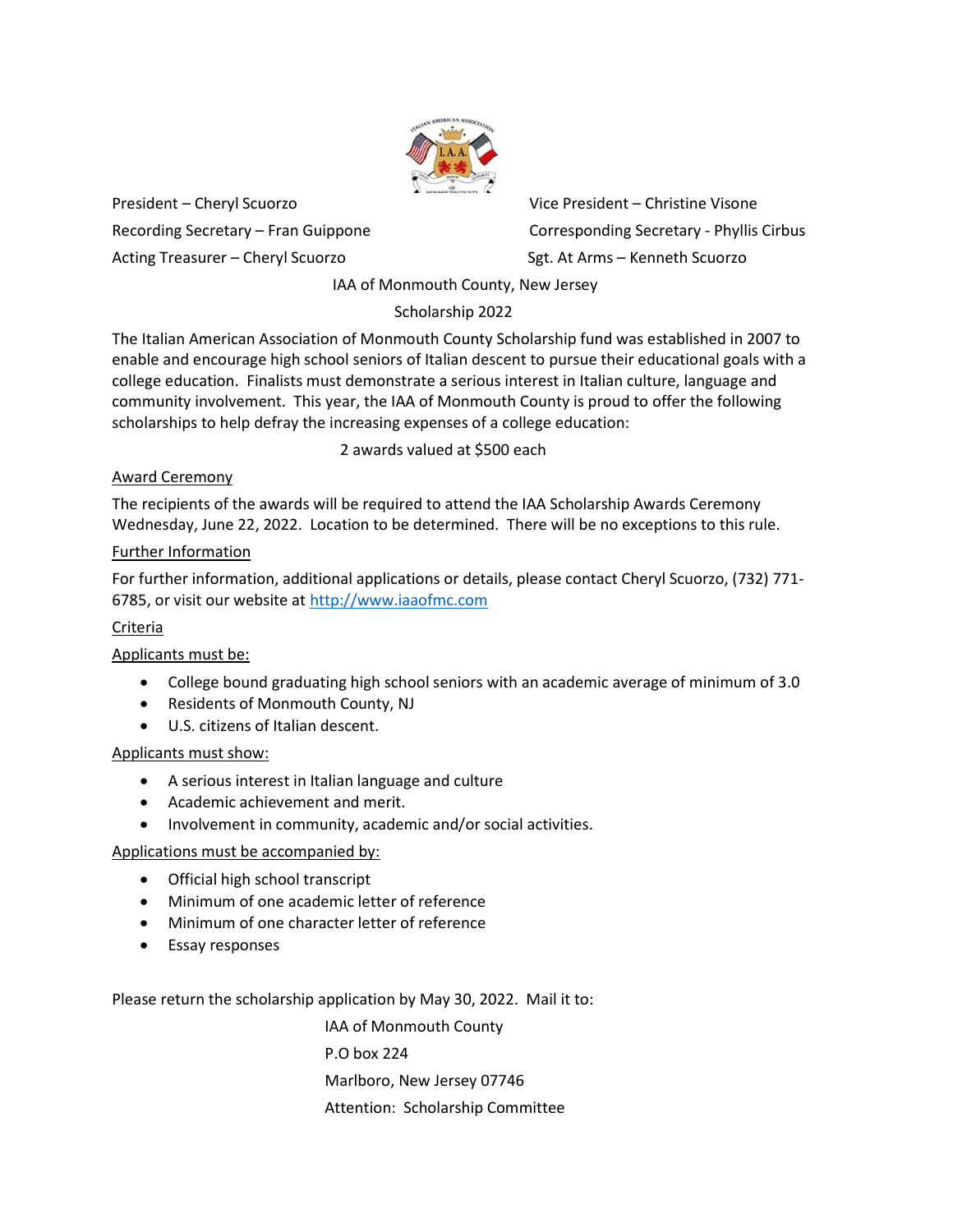President – Cheryl Scuorzo

Vice President – Christine Visone

Recording Secretary – Fran Guippone

Corresponding Secretary - Phyllis Cirbus

Acting Treasurer – Cheryl Scuorzo

Sgt. At Arms – Kenneth Scuorzo

IAA of Monmouth County, New Jersey

Scholarship 2022

The Italian American Association of Monmouth County Scholarship fund was established in 2007 to enable and encourage high school seniors of Italian descent to pursue their educational goals with a college education. Finalists must demonstrate a serious interest in Italian culture, language and community involvement. This year, the IAA of Monmouth County is proud to offer the following scholarships to help defray the increasing expenses of a college education:

2 awards valued at $500 each

Award Ceremony

The recipients of the awards will be required to attend the IAA Scholarship Awards Ceremony Wednesday, June 22, 2022. Location to be determined. There will be no exceptions to this rule.

Further Information

For further information, additional applications or details, please contact Cheryl Scuorzo, (732) 771-6785, or visit our website at http://www.iaaofmc.com

Criteria

Applicants must be:

- College bound graduating high school seniors with an academic average of minimum of 3.0
- Residents of Monmouth County, NJ
- U.S. citizens of Italian descent.

Applicants must show:

- A serious interest in Italian language and culture
- Academic achievement and merit.
- Involvement in community, academic and/or social activities.

Applications must be accompanied by:

- Official high school transcript
- Minimum of one academic letter of reference
- Minimum of one character letter of reference
- Essay responses

Please return the scholarship application by May 30, 2022. Mail it to:

IAA of Monmouth County
P.O box 224
Marlboro, New Jersey 07746
Attention: Scholarship Committee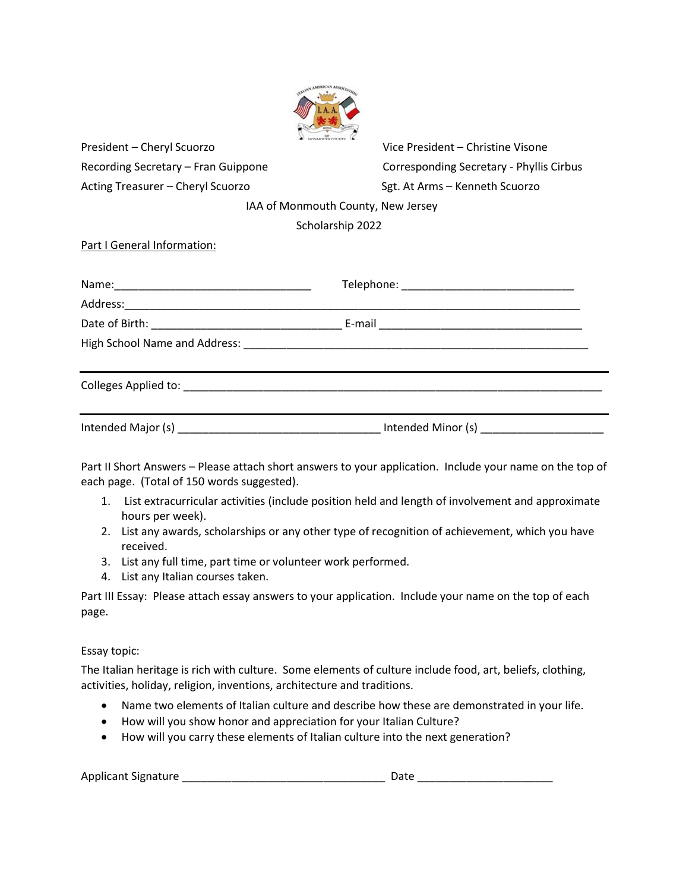President – Cheryl Scuorzo

Vice President – Christine Visone

Recording Secretary – Fran Guippone

Corresponding Secretary - Phyllis Cirbus

Acting Treasurer – Cheryl Scuorzo

Sgt. At Arms – Kenneth Scuorzo

IAA of Monmouth County, New Jersey

Scholarship 2022

Part I General Information:

Name:_______________________________ Telephone: ___________________________

Address:_____________________________________________________________________________

Date of Birth: ______________________________ E-mail ________________________________

High School Name and Address: _______________________________________________________

---

Colleges Applied to: ___________________________________________________________________

---

Intended Major (s) ________________________________ Intended Minor (s) ___________________

Part II Short Answers – Please attach short answers to your application. Include your name on the top of each page. (Total of 150 words suggested).

1. List extracurricular activities (include position held and length of involvement and approximate hours per week).
2. List any awards, scholarships or any other type of recognition of achievement, which you have received.
3. List any full time, part time or volunteer work performed.
4. List any Italian courses taken.

Part III Essay: Please attach essay answers to your application. Include your name on the top of each page.

Essay topic:

The Italian heritage is rich with culture. Some elements of culture include food, art, beliefs, clothing, activities, holiday, religion, inventions, architecture and traditions.

- Name two elements of Italian culture and describe how these are demonstrated in your life.
- How will you show honor and appreciation for your Italian Culture?
- How will you carry these elements of Italian culture into the next generation?

Applicant Signature ________________________________ Date _____________________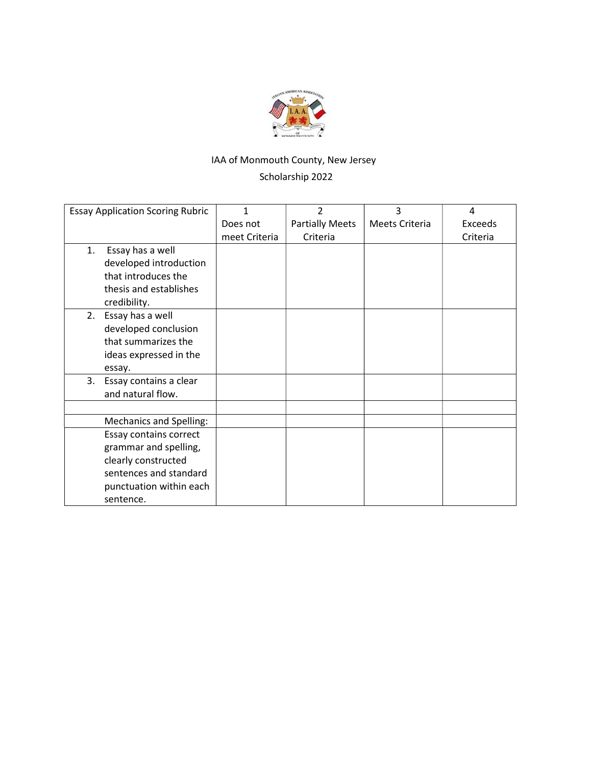IAA of Monmouth County, New Jersey

Scholarship 2022

| Essay Application Scoring Rubric | 1 Does not meet Criteria | 2 Partially Meets Criteria | 3 Meets Criteria | 4 Exceeds Criteria |
|---|---|---|---|---|
| 1. Essay has a well developed introduction that introduces the thesis and establishes credibility. | | | | |
| 2. Essay has a well developed conclusion that summarizes the ideas expressed in the essay. | | | | |
| 3. Essay contains a clear and natural flow. | | | | |
| | | | | |
| Mechanics and Spelling: | | | | |
| Essay contains correct grammar and spelling, clearly constructed sentences and standard punctuation within each sentence. | | | | |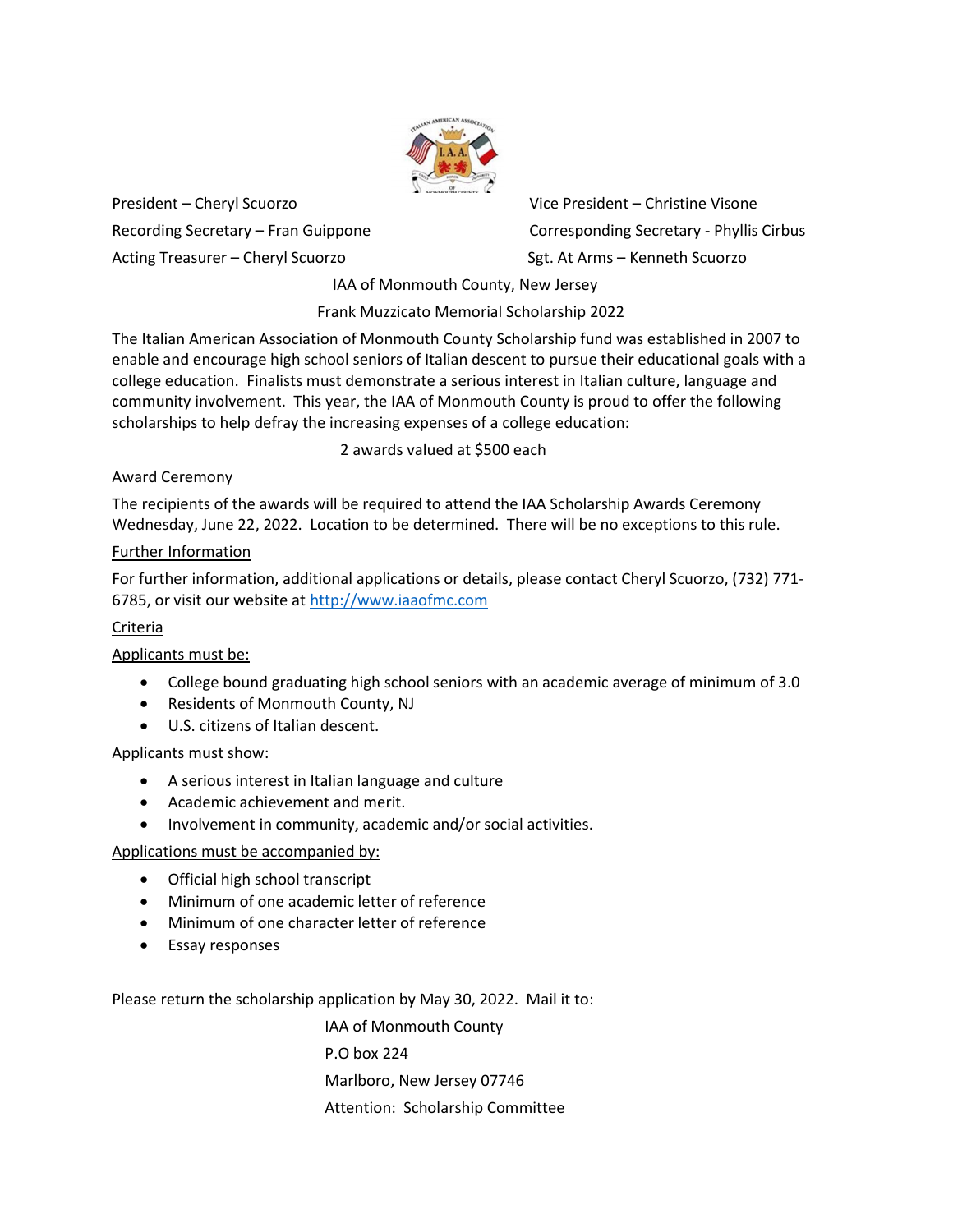President – Cheryl Scuorzo

Vice President – Christine Visone

Recording Secretary – Fran Guippone

Corresponding Secretary - Phyllis Cirbus

Acting Treasurer – Cheryl Scuorzo

Sgt. At Arms – Kenneth Scuorzo

IAA of Monmouth County, New Jersey

Frank Muzzicato Memorial Scholarship 2022

The Italian American Association of Monmouth County Scholarship fund was established in 2007 to enable and encourage high school seniors of Italian descent to pursue their educational goals with a college education. Finalists must demonstrate a serious interest in Italian culture, language and community involvement. This year, the IAA of Monmouth County is proud to offer the following scholarships to help defray the increasing expenses of a college education:

2 awards valued at $500 each

Award Ceremony

The recipients of the awards will be required to attend the IAA Scholarship Awards Ceremony Wednesday, June 22, 2022. Location to be determined. There will be no exceptions to this rule.

Further Information

For further information, additional applications or details, please contact Cheryl Scuorzo, (732) 771-6785, or visit our website at http://www.iaaofmc.com

Criteria

Applicants must be:

- College bound graduating high school seniors with an academic average of minimum of 3.0
- Residents of Monmouth County, NJ
- U.S. citizens of Italian descent.

Applicants must show:

- A serious interest in Italian language and culture
- Academic achievement and merit.
- Involvement in community, academic and/or social activities.

Applications must be accompanied by:

- Official high school transcript
- Minimum of one academic letter of reference
- Minimum of one character letter of reference
- Essay responses

Please return the scholarship application by May 30, 2022. Mail it to:

IAA of Monmouth County
P.O box 224
Marlboro, New Jersey 07746
Attention: Scholarship Committee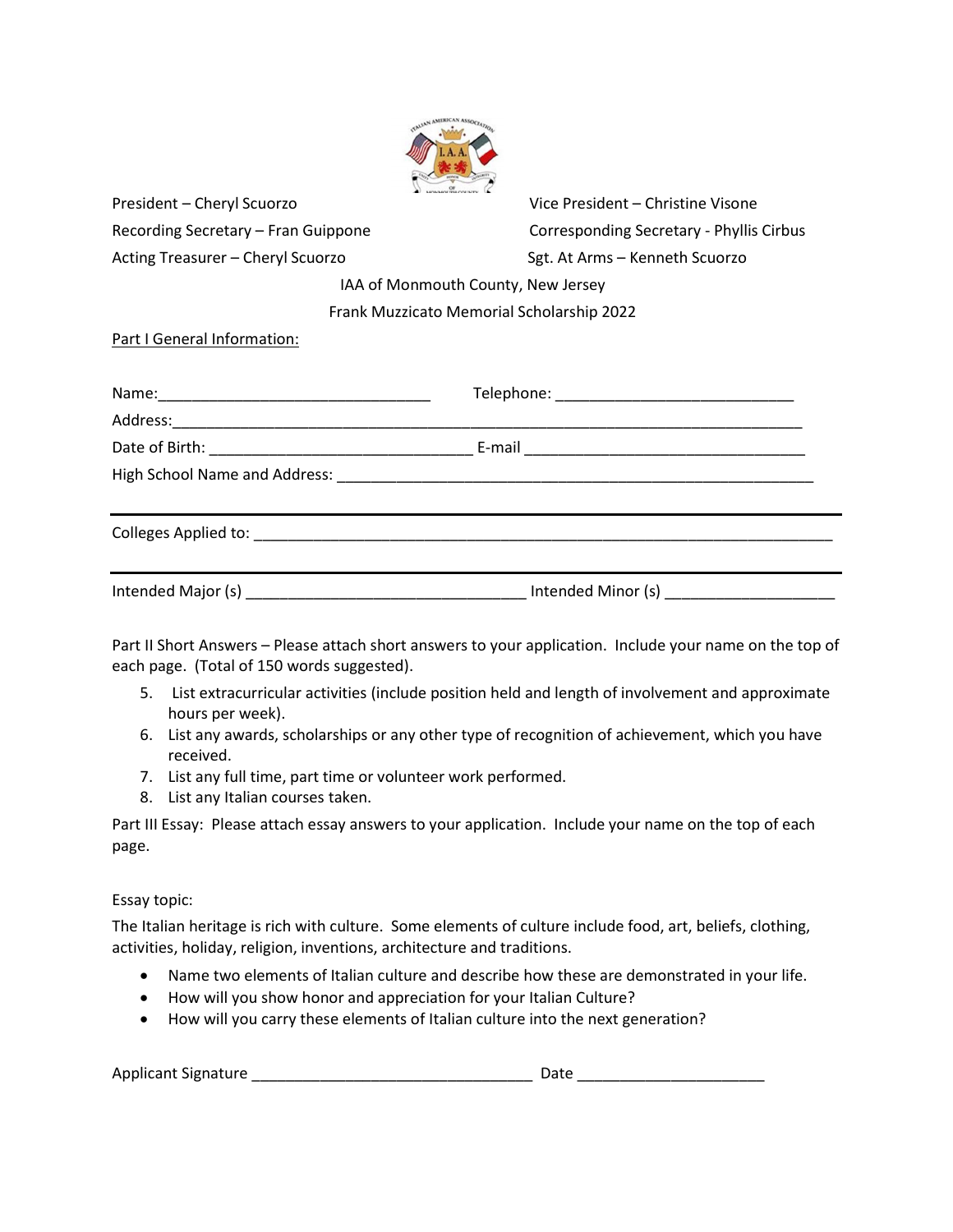President – Cheryl Scuorzo

Vice President – Christine Visone

Recording Secretary – Fran Guippone

Corresponding Secretary - Phyllis Cirbus

Acting Treasurer – Cheryl Scuorzo

Sgt. At Arms – Kenneth Scuorzo

IAA of Monmouth County, New Jersey

Frank Muzzicato Memorial Scholarship 2022

Part I General Information:

Name:________________________________ Telephone: ____________________________

Address:_______________________________________________________________________________

Date of Birth: _______________________________ E-mail _________________________________

High School Name and Address: __________________________________________________________

---

Colleges Applied to: ______________________________________________________________________

---

Intended Major (s) ________________________________ Intended Minor (s) ___________________

Part II Short Answers – Please attach short answers to your application. Include your name on the top of each page. (Total of 150 words suggested).

5. List extracurricular activities (include position held and length of involvement and approximate hours per week).
6. List any awards, scholarships or any other type of recognition of achievement, which you have received.
7. List any full time, part time or volunteer work performed.
8. List any Italian courses taken.

Part III Essay: Please attach essay answers to your application. Include your name on the top of each page.

Essay topic:

The Italian heritage is rich with culture. Some elements of culture include food, art, beliefs, clothing, activities, holiday, religion, inventions, architecture and traditions.

- Name two elements of Italian culture and describe how these are demonstrated in your life.
- How will you show honor and appreciation for your Italian Culture?
- How will you carry these elements of Italian culture into the next generation?

Applicant Signature _________________________________ Date _____________________